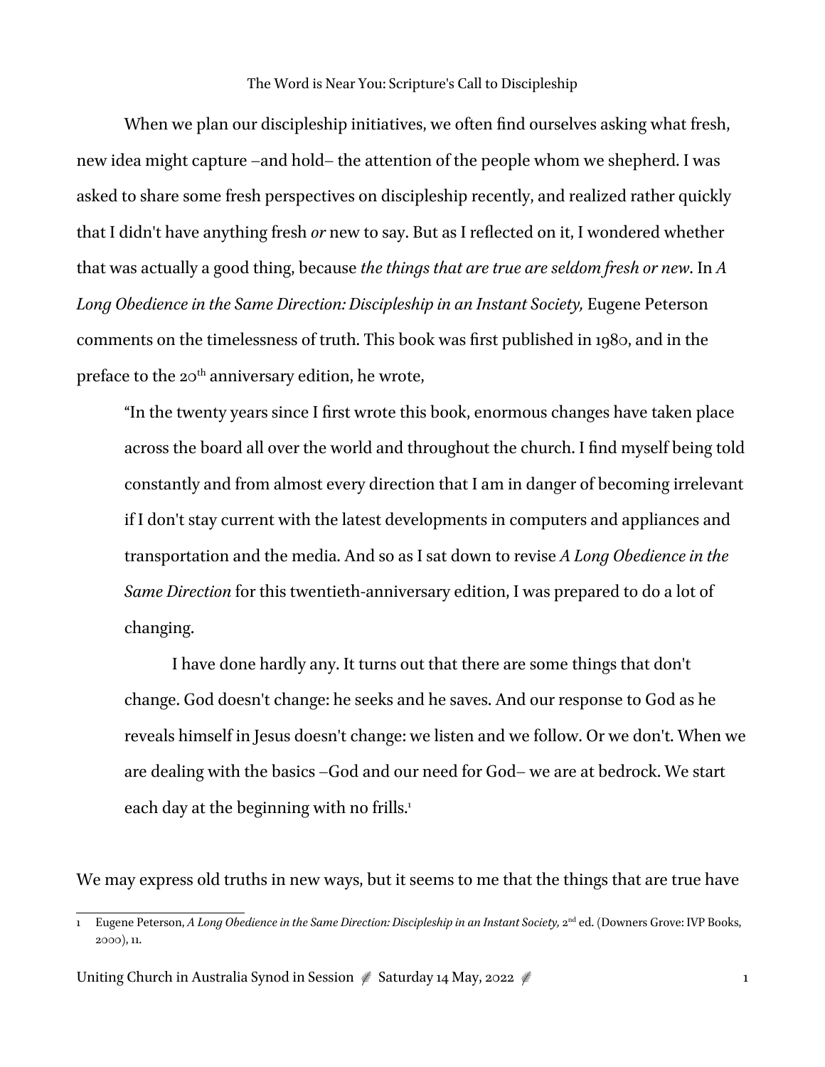# The Word is Near You: Scripture's Call to Discipleship

When we plan our discipleship initiatives, we often find ourselves asking what fresh, new idea might capture –and hold– the attention of the people whom we shepherd. I was asked to share some fresh perspectives on discipleship recently, and realized rather quickly that I didn't have anything fresh *or* new to say. But as I reflected on it, I wondered whether that was actually a good thing, because *the things that are true are seldom fresh or new*. In *A Long Obedience in the Same Direction: Discipleship in an Instant Society,* Eugene Peterson comments on the timelessness of truth. This book was first published in 1980, and in the preface to the 20th anniversary edition, he wrote,

> "In the twenty years since I first wrote this book, enormous changes have taken place across the board all over the world and throughout the church. I find myself being told constantly and from almost every direction that I am in danger of becoming irrelevant if I don't stay current with the latest developments in computers and appliances and transportation and the media. And so as I sat down to revise *A Long Obedience in the Same Direction* for this twentieth-anniversary edition, I was prepared to do a lot of changing.
>
> I have done hardly any. It turns out that there are some things that don't change. God doesn't change: he seeks and he saves. And our response to God as he reveals himself in Jesus doesn't change: we listen and we follow. Or we don't. When we are dealing with the basics –God and our need for God– we are at bedrock. We start each day at the beginning with no frills.[1]

We may express old truths in new ways, but it seems to me that the things that are true have

---

1 Eugene Peterson, *A Long Obedience in the Same Direction: Discipleship in an Instant Society,* 2nd ed. (Downers Grove: IVP Books, 2000), 11.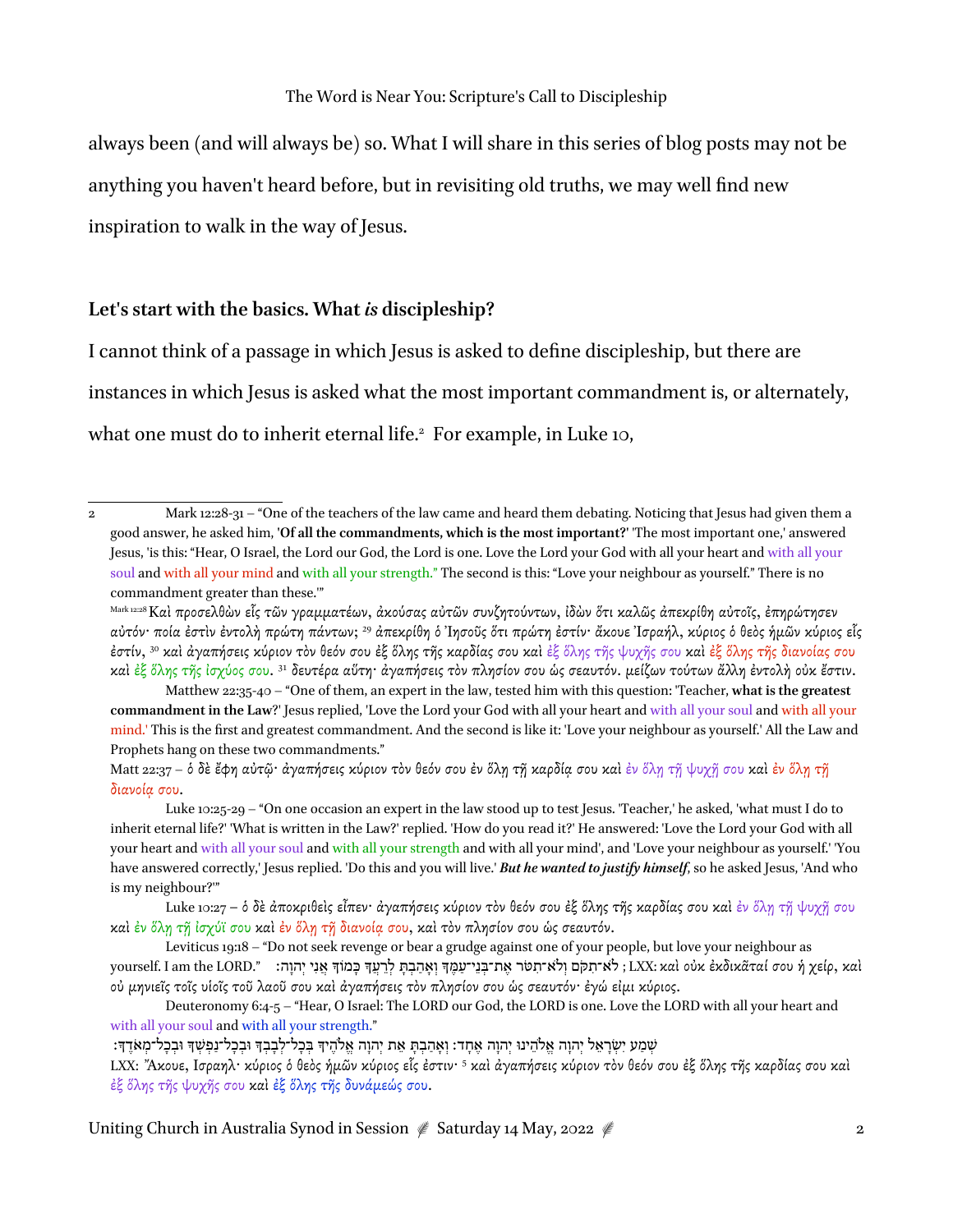always been (and will always be) so. What I will share in this series of blog posts may not be anything you haven't heard before, but in revisiting old truths, we may well find new inspiration to walk in the way of Jesus.

**Let's start with the basics. What *is* discipleship?**

I cannot think of a passage in which Jesus is asked to define discipleship, but there are instances in which Jesus is asked what the most important commandment is, or alternately, what one must do to inherit eternal life.[2] For example, in Luke 10,

---

2 Mark 12:28-31 – "One of the teachers of the law came and heard them debating. Noticing that Jesus had given them a good answer, he asked him, **'Of all the commandments, which is the most important?'** 'The most important one,' answered Jesus, 'is this: "Hear, O Israel, the Lord our God, the Lord is one. Love the Lord your God with all your heart and with all your soul and with all your mind and with all your strength." The second is this: "Love your neighbour as yourself." There is no commandment greater than these.'"

Mark 12:28 Καὶ προσελθὼν εἷς τῶν γραμματέων, ἀκούσας αὐτῶν συνζητούντων, ἰδὼν ὅτι καλῶς ἀπεκρίθη αὐτοῖς, ἐπηρώτησεν αὐτόν· ποία ἐστὶν ἐντολὴ πρώτη πάντων; [29] ἀπεκρίθη ὁ Ἰησοῦς ὅτι πρώτη ἐστίν· ἄκουε Ἰσραήλ, κύριος ὁ θεὸς ἡμῶν κύριος εἷς ἐστίν, [30] καὶ ἀγαπήσεις κύριον τὸν θεόν σου ἐξ ὅλης τῆς καρδίας σου καὶ ἐξ ὅλης τῆς ψυχῆς σου καὶ ἐξ ὅλης τῆς διανοίας σου καὶ ἐξ ὅλης τῆς ἰσχύος σου. [31] δευτέρα αὕτη· ἀγαπήσεις τὸν πλησίον σου ὡς σεαυτόν. μείζων τούτων ἄλλη ἐντολὴ οὐκ ἔστιν.

Matthew 22:35-40 – "One of them, an expert in the law, tested him with this question: 'Teacher, **what is the greatest commandment in the Law**?' Jesus replied, 'Love the Lord your God with all your heart and with all your soul and with all your mind.' This is the first and greatest commandment. And the second is like it: 'Love your neighbour as yourself.' All the Law and Prophets hang on these two commandments."

Matt 22:37 – ὁ δὲ ἔφη αὐτῷ· ἀγαπήσεις κύριον τὸν θεόν σου ἐν ὅλῃ τῇ καρδίᾳ σου καὶ ἐν ὅλῃ τῇ ψυχῇ σου καὶ ἐν ὅλῃ τῇ διανοίᾳ σου.

Luke 10:25-29 – "On one occasion an expert in the law stood up to test Jesus. 'Teacher,' he asked, 'what must I do to inherit eternal life?' 'What is written in the Law?' replied. 'How do you read it?' He answered: 'Love the Lord your God with all your heart and with all your soul and with all your strength and with all your mind', and 'Love your neighbour as yourself.' 'You have answered correctly,' Jesus replied. 'Do this and you will live.' ***But he wanted to justify himself***, so he asked Jesus, 'And who is my neighbour?'"

Luke 10:27 – ὁ δὲ ἀποκριθεὶς εἶπεν· ἀγαπήσεις κύριον τὸν θεόν σου ἐξ ὅλης τῆς καρδίας σου καὶ ἐν ὅλῃ τῇ ψυχῇ σου καὶ ἐν ὅλῃ τῇ ἰσχύϊ σου καὶ ἐν ὅλῃ τῇ διανοίᾳ σου, καὶ τὸν πλησίον σου ὡς σεαυτόν.

Leviticus 19:18 – "Do not seek revenge or bear a grudge against one of your people, but love your neighbour as yourself. I am the LORD." לֹא־תִקֹּם וְלֹא־תִטֹּר אֶת־בְּנֵי־עַמֶּךָ וְאָהַבְתָּ לְרֵעֲךָ כָּמוֹךָ אֲנִי יְהוָה׃ ; LXX: καὶ οὐκ ἐκδικᾶταί σου ἡ χείρ, καὶ οὐ μηνιεῖς τοῖς υἱοῖς τοῦ λαοῦ σου καὶ ἀγαπήσεις τὸν πλησίον σου ὡς σεαυτόν· ἐγώ εἰμι κύριος.

Deuteronomy 6:4-5 – "Hear, O Israel: The LORD our God, the LORD is one. Love the LORD with all your heart and with all your soul and with all your strength."

שְׁמַע יִשְׂרָאֵל יְהוָה אֱלֹהֵינוּ יְהוָה אֶחָד׃ וְאָהַבְתָּ אֵת יְהוָה אֱלֹהֶיךָ בְּכָל־לְבָבְךָ וּבְכָל־נַפְשְׁךָ וּבְכָל־מְאֹדֶךָ׃

LXX: Ἄκουε, Ισραηλ· κύριος ὁ θεὸς ἡμῶν κύριος εἷς ἐστιν· [5] καὶ ἀγαπήσεις κύριον τὸν θεόν σου ἐξ ὅλης τῆς καρδίας σου καὶ ἐξ ὅλης τῆς ψυχῆς σου καὶ ἐξ ὅλης τῆς δυνάμεώς σου.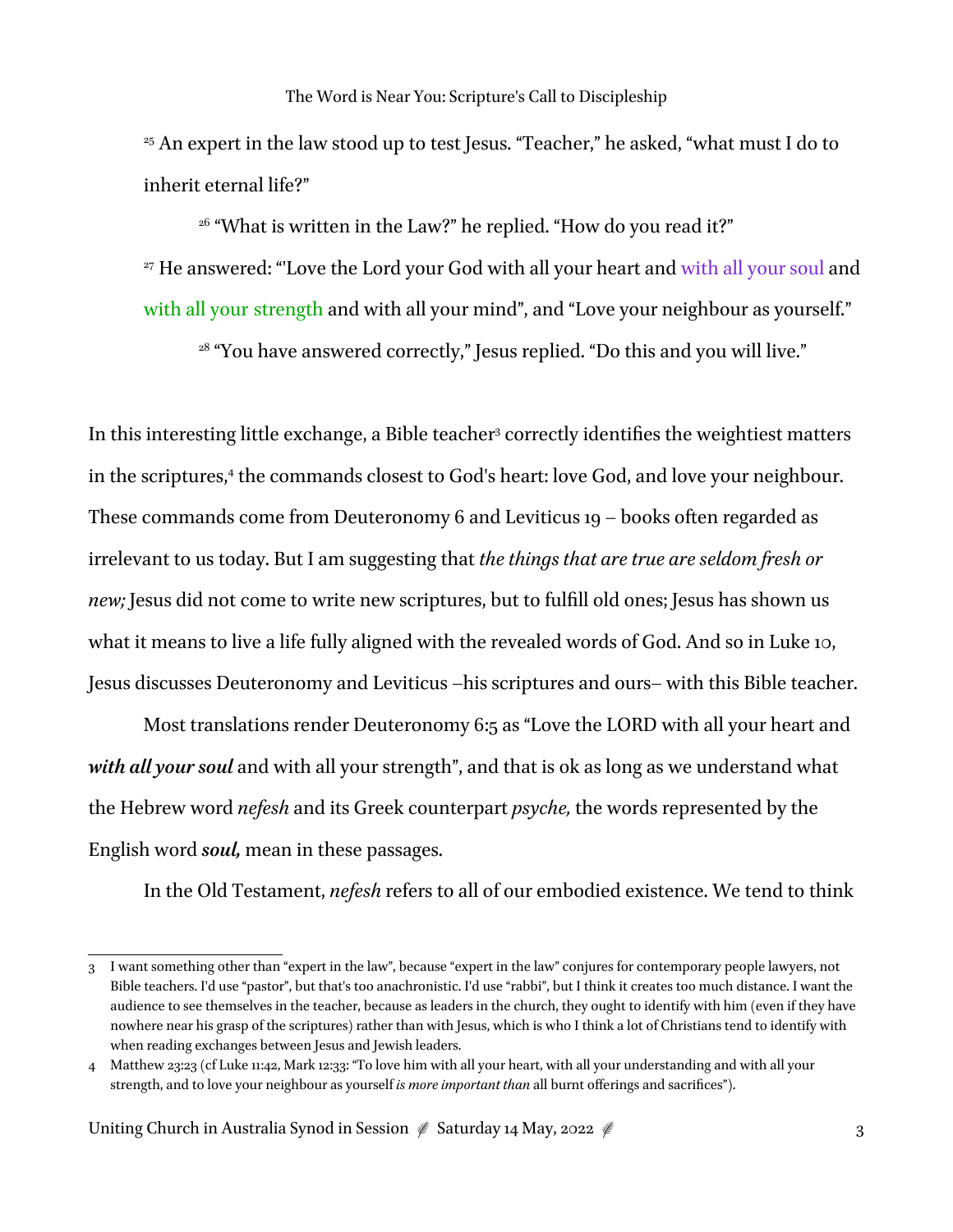[25] An expert in the law stood up to test Jesus. "Teacher," he asked, "what must I do to inherit eternal life?"

[26] "What is written in the Law?" he replied. "How do you read it?"

[27] He answered: "'Love the Lord your God with all your heart and with all your soul and with all your strength and with all your mind", and "Love your neighbour as yourself."

[28] "You have answered correctly," Jesus replied. "Do this and you will live."

In this interesting little exchange, a Bible teacher[3] correctly identifies the weightiest matters in the scriptures,[4] the commands closest to God's heart: love God, and love your neighbour. These commands come from Deuteronomy 6 and Leviticus 19 – books often regarded as irrelevant to us today. But I am suggesting that *the things that are true are seldom fresh or new;* Jesus did not come to write new scriptures, but to fulfill old ones; Jesus has shown us what it means to live a life fully aligned with the revealed words of God. And so in Luke 10, Jesus discusses Deuteronomy and Leviticus –his scriptures and ours– with this Bible teacher.

Most translations render Deuteronomy 6:5 as "Love the LORD with all your heart and ***with all your soul*** and with all your strength", and that is ok as long as we understand what the Hebrew word *nefesh* and its Greek counterpart *psyche,* the words represented by the English word ***soul,*** mean in these passages.

In the Old Testament, *nefesh* refers to all of our embodied existence. We tend to think

---

3 I want something other than "expert in the law", because "expert in the law" conjures for contemporary people lawyers, not Bible teachers. I'd use "pastor", but that's too anachronistic. I'd use "rabbi", but I think it creates too much distance. I want the audience to see themselves in the teacher, because as leaders in the church, they ought to identify with him (even if they have nowhere near his grasp of the scriptures) rather than with Jesus, which is who I think a lot of Christians tend to identify with when reading exchanges between Jesus and Jewish leaders.

4 Matthew 23:23 (cf Luke 11:42, Mark 12:33: "To love him with all your heart, with all your understanding and with all your strength, and to love your neighbour as yourself *is more important than* all burnt offerings and sacrifices").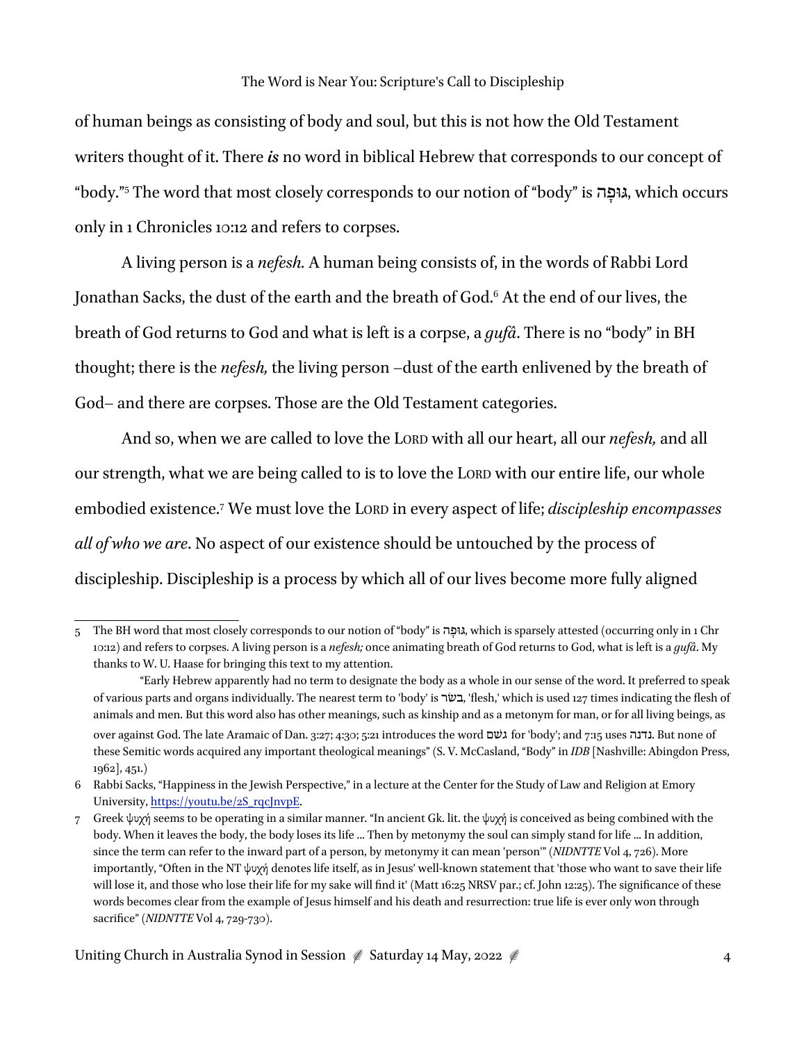of human beings as consisting of body and soul, but this is not how the Old Testament writers thought of it. There ***is*** no word in biblical Hebrew that corresponds to our concept of "body."[5] The word that most closely corresponds to our notion of "body" is גּוּפָה, which occurs only in 1 Chronicles 10:12 and refers to corpses.

A living person is a *nefesh.* A human being consists of, in the words of Rabbi Lord Jonathan Sacks, the dust of the earth and the breath of God.[6] At the end of our lives, the breath of God returns to God and what is left is a corpse, a *gufâ*. There is no "body" in BH thought; there is the *nefesh,* the living person –dust of the earth enlivened by the breath of God– and there are corpses. Those are the Old Testament categories.

And so, when we are called to love the LORD with all our heart, all our *nefesh,* and all our strength, what we are being called to is to love the LORD with our entire life, our whole embodied existence.[7] We must love the LORD in every aspect of life; *discipleship encompasses all of who we are*. No aspect of our existence should be untouched by the process of discipleship. Discipleship is a process by which all of our lives become more fully aligned

---

5 The BH word that most closely corresponds to our notion of "body" is גּוּפָה, which is sparsely attested (occurring only in 1 Chr 10:12) and refers to corpses. A living person is a *nefesh;* once animating breath of God returns to God, what is left is a *gufâ*. My thanks to W. U. Haase for bringing this text to my attention.

"Early Hebrew apparently had no term to designate the body as a whole in our sense of the word. It preferred to speak of various parts and organs individually. The nearest term to 'body' is בשׂר, 'flesh,' which is used 127 times indicating the flesh of animals and men. But this word also has other meanings, such as kinship and as a metonym for man, or for all living beings, as over against God. The late Aramaic of Dan. 3:27; 4:30; 5:21 introduces the word גשם for 'body'; and 7:15 uses נדנה. But none of these Semitic words acquired any important theological meanings" (S. V. McCasland, "Body" in *IDB* [Nashville: Abingdon Press, 1962], 451.)

6 Rabbi Sacks, "Happiness in the Jewish Perspective," in a lecture at the Center for the Study of Law and Religion at Emory University, https://youtu.be/2S_rqcJnvpE.

7 Greek ψυχή seems to be operating in a similar manner. "In ancient Gk. lit. the ψυχή is conceived as being combined with the body. When it leaves the body, the body loses its life ... Then by metonymy the soul can simply stand for life ... In addition, since the term can refer to the inward part of a person, by metonymy it can mean 'person'" (*NIDNTTE* Vol 4, 726). More importantly, "Often in the NT ψυχή denotes life itself, as in Jesus' well-known statement that 'those who want to save their life will lose it, and those who lose their life for my sake will find it' (Matt 16:25 NRSV par.; cf. John 12:25). The significance of these words becomes clear from the example of Jesus himself and his death and resurrection: true life is ever only won through sacrifice" (*NIDNTTE* Vol 4, 729-730).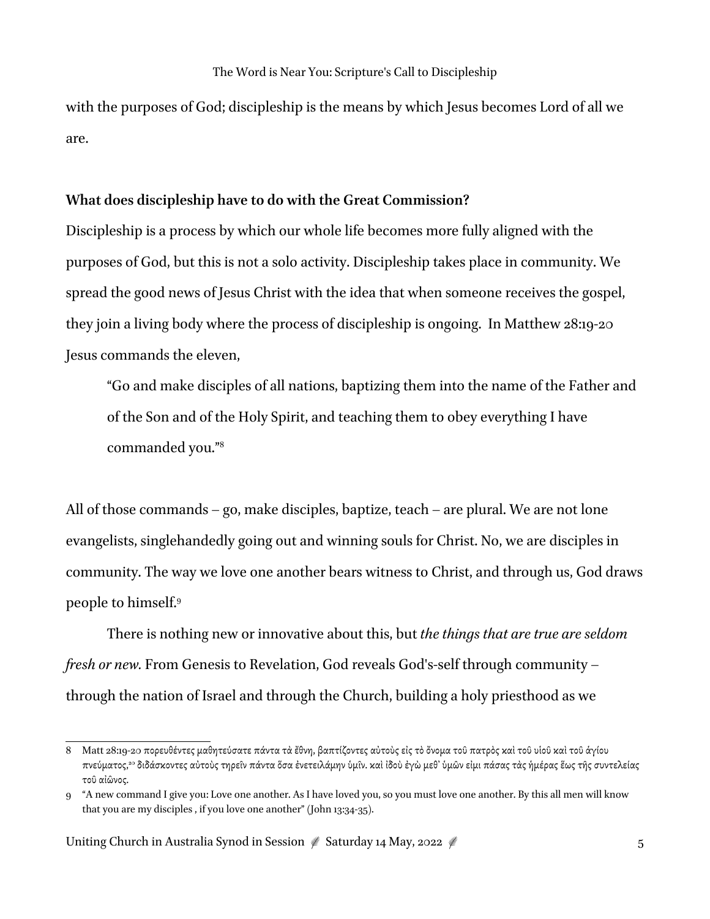with the purposes of God; discipleship is the means by which Jesus becomes Lord of all we are.

**What does discipleship have to do with the Great Commission?**

Discipleship is a process by which our whole life becomes more fully aligned with the purposes of God, but this is not a solo activity. Discipleship takes place in community. We spread the good news of Jesus Christ with the idea that when someone receives the gospel, they join a living body where the process of discipleship is ongoing. In Matthew 28:19-20 Jesus commands the eleven,

> "Go and make disciples of all nations, baptizing them into the name of the Father and of the Son and of the Holy Spirit, and teaching them to obey everything I have commanded you."[8]

All of those commands – go, make disciples, baptize, teach – are plural. We are not lone evangelists, singlehandedly going out and winning souls for Christ. No, we are disciples in community. The way we love one another bears witness to Christ, and through us, God draws people to himself.[9]

There is nothing new or innovative about this, but *the things that are true are seldom fresh or new.* From Genesis to Revelation, God reveals God's-self through community – through the nation of Israel and through the Church, building a holy priesthood as we

---

8 Matt 28:19-20 πορευθέντες μαθητεύσατε πάντα τὰ ἔθνη, βαπτίζοντες αὐτοὺς εἰς τὸ ὄνομα τοῦ πατρὸς καὶ τοῦ υἱοῦ καὶ τοῦ ἁγίου πνεύματος,[20] διδάσκοντες αὐτοὺς τηρεῖν πάντα ὅσα ἐνετειλάμην ὑμῖν. καὶ ἰδοὺ ἐγὼ μεθ᾽ ὑμῶν εἰμι πάσας τὰς ἡμέρας ἕως τῆς συντελείας τοῦ αἰῶνος.

9 "A new command I give you: Love one another. As I have loved you, so you must love one another. By this all men will know that you are my disciples , if you love one another" (John 13:34-35).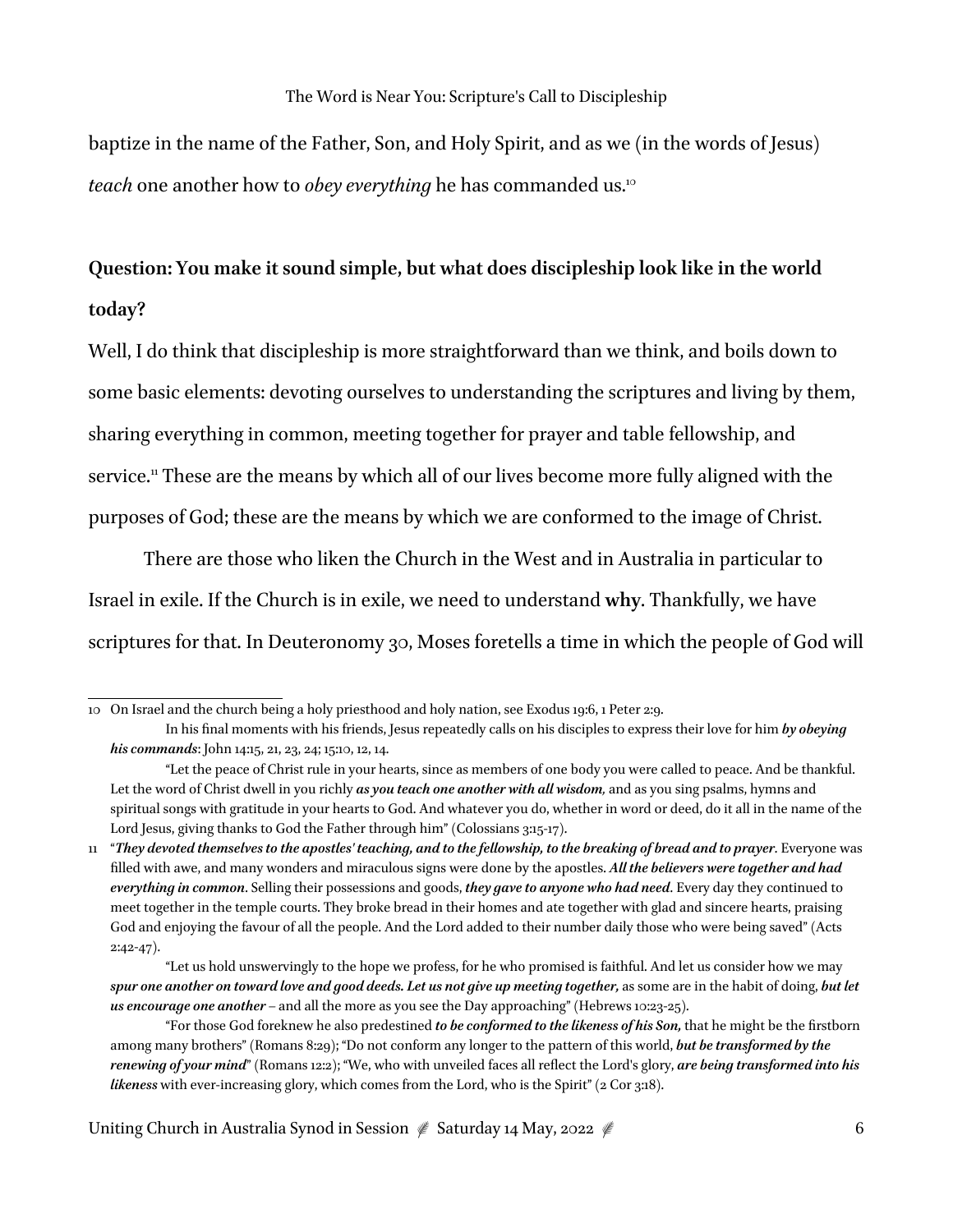baptize in the name of the Father, Son, and Holy Spirit, and as we (in the words of Jesus) *teach* one another how to *obey everything* he has commanded us.[10]

**Question: You make it sound simple, but what does discipleship look like in the world today?**

Well, I do think that discipleship is more straightforward than we think, and boils down to some basic elements: devoting ourselves to understanding the scriptures and living by them, sharing everything in common, meeting together for prayer and table fellowship, and service.[11] These are the means by which all of our lives become more fully aligned with the purposes of God; these are the means by which we are conformed to the image of Christ.

There are those who liken the Church in the West and in Australia in particular to Israel in exile. If the Church is in exile, we need to understand **why**. Thankfully, we have scriptures for that. In Deuteronomy 30, Moses foretells a time in which the people of God will

---

10 On Israel and the church being a holy priesthood and holy nation, see Exodus 19:6, 1 Peter 2:9.

In his final moments with his friends, Jesus repeatedly calls on his disciples to express their love for him ***by obeying his commands***: John 14:15, 21, 23, 24; 15:10, 12, 14.

"Let the peace of Christ rule in your hearts, since as members of one body you were called to peace. And be thankful. Let the word of Christ dwell in you richly ***as you teach one another with all wisdom,*** and as you sing psalms, hymns and spiritual songs with gratitude in your hearts to God. And whatever you do, whether in word or deed, do it all in the name of the Lord Jesus, giving thanks to God the Father through him" (Colossians 3:15-17).

11 "***They devoted themselves to the apostles' teaching, and to the fellowship, to the breaking of bread and to prayer***. Everyone was filled with awe, and many wonders and miraculous signs were done by the apostles. ***All the believers were together and had everything in common***. Selling their possessions and goods, ***they gave to anyone who had need***. Every day they continued to meet together in the temple courts. They broke bread in their homes and ate together with glad and sincere hearts, praising God and enjoying the favour of all the people. And the Lord added to their number daily those who were being saved" (Acts 2:42-47).

"Let us hold unswervingly to the hope we profess, for he who promised is faithful. And let us consider how we may ***spur one another on toward love and good deeds. Let us not give up meeting together,*** as some are in the habit of doing, ***but let us encourage one another*** – and all the more as you see the Day approaching" (Hebrews 10:23-25).

"For those God foreknew he also predestined ***to be conformed to the likeness of his Son,*** that he might be the firstborn among many brothers" (Romans 8:29); "Do not conform any longer to the pattern of this world, ***but be transformed by the renewing of your mind***" (Romans 12:2); "We, who with unveiled faces all reflect the Lord's glory, ***are being transformed into his likeness*** with ever-increasing glory, which comes from the Lord, who is the Spirit" (2 Cor 3:18).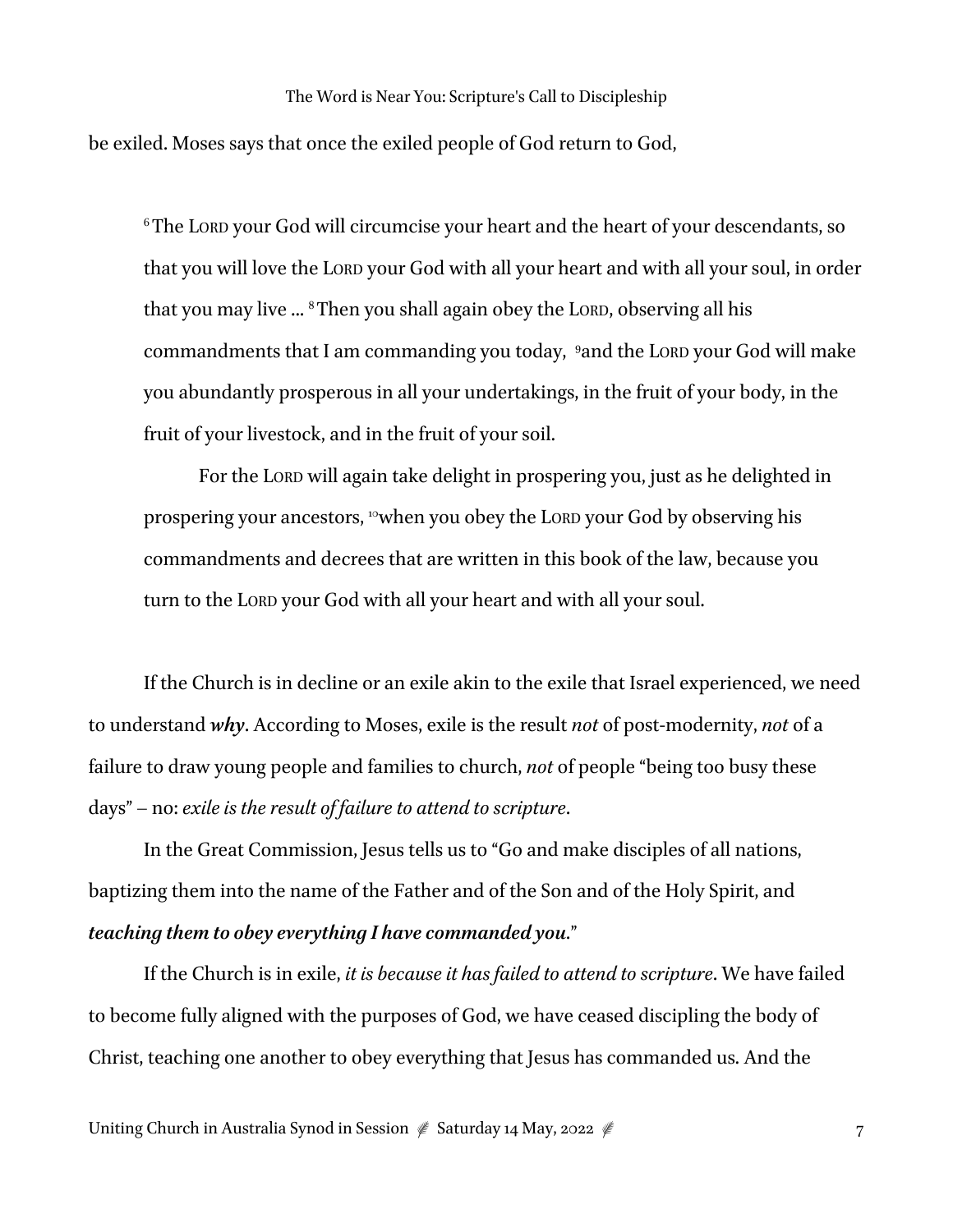be exiled. Moses says that once the exiled people of God return to God,

> [6] The LORD your God will circumcise your heart and the heart of your descendants, so that you will love the LORD your God with all your heart and with all your soul, in order that you may live … [8] Then you shall again obey the LORD, observing all his commandments that I am commanding you today, [9] and the LORD your God will make you abundantly prosperous in all your undertakings, in the fruit of your body, in the fruit of your livestock, and in the fruit of your soil.
>
> For the LORD will again take delight in prospering you, just as he delighted in prospering your ancestors, [10] when you obey the LORD your God by observing his commandments and decrees that are written in this book of the law, because you turn to the LORD your God with all your heart and with all your soul.

If the Church is in decline or an exile akin to the exile that Israel experienced, we need to understand ***why***. According to Moses, exile is the result *not* of post-modernity, *not* of a failure to draw young people and families to church, *not* of people "being too busy these days" – no: *exile is the result of failure to attend to scripture*.

In the Great Commission, Jesus tells us to "Go and make disciples of all nations, baptizing them into the name of the Father and of the Son and of the Holy Spirit, and ***teaching them to obey everything I have commanded you***."

If the Church is in exile, *it is because it has failed to attend to scripture*. We have failed to become fully aligned with the purposes of God, we have ceased discipling the body of Christ, teaching one another to obey everything that Jesus has commanded us. And the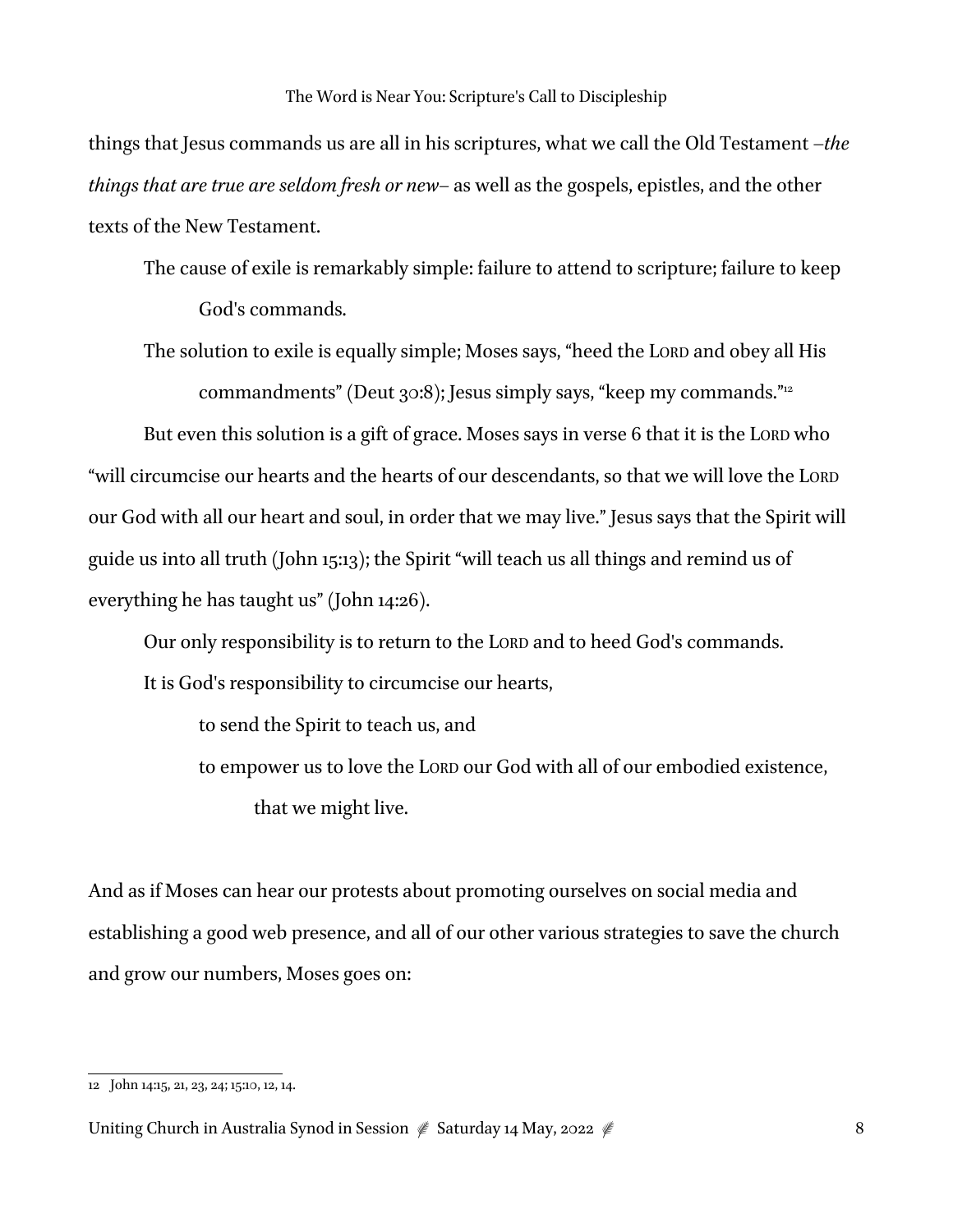things that Jesus commands us are all in his scriptures, what we call the Old Testament –*the things that are true are seldom fresh or new*– as well as the gospels, epistles, and the other texts of the New Testament.

The cause of exile is remarkably simple: failure to attend to scripture; failure to keep God's commands.

The solution to exile is equally simple; Moses says, "heed the LORD and obey all His commandments" (Deut 30:8); Jesus simply says, "keep my commands."[12]

But even this solution is a gift of grace. Moses says in verse 6 that it is the LORD who "will circumcise our hearts and the hearts of our descendants, so that we will love the LORD our God with all our heart and soul, in order that we may live." Jesus says that the Spirit will guide us into all truth (John 15:13); the Spirit "will teach us all things and remind us of everything he has taught us" (John 14:26).

Our only responsibility is to return to the LORD and to heed God's commands.

It is God's responsibility to circumcise our hearts,

to send the Spirit to teach us, and

to empower us to love the LORD our God with all of our embodied existence,

that we might live.

And as if Moses can hear our protests about promoting ourselves on social media and establishing a good web presence, and all of our other various strategies to save the church and grow our numbers, Moses goes on:

---

12 John 14:15, 21, 23, 24; 15:10, 12, 14.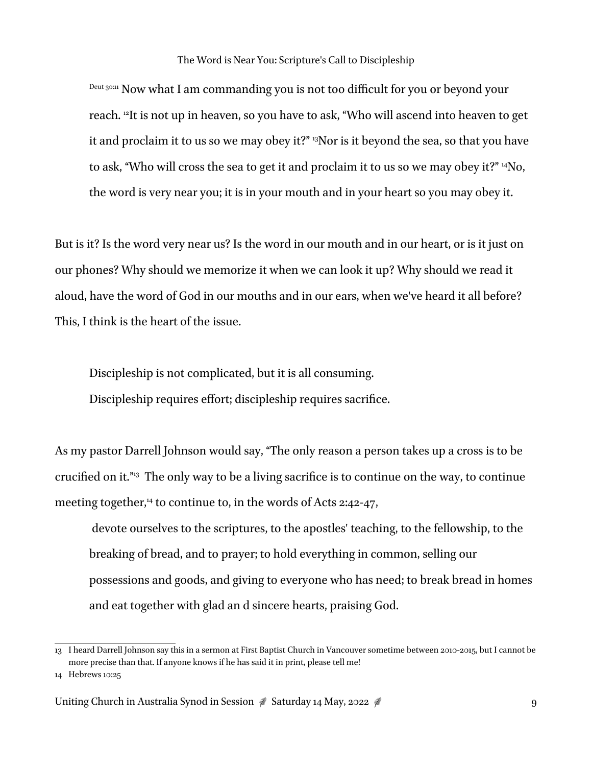> Deut 30:11 Now what I am commanding you is not too difficult for you or beyond your reach. [12]It is not up in heaven, so you have to ask, "Who will ascend into heaven to get it and proclaim it to us so we may obey it?" [13]Nor is it beyond the sea, so that you have to ask, "Who will cross the sea to get it and proclaim it to us so we may obey it?" [14]No, the word is very near you; it is in your mouth and in your heart so you may obey it.

But is it? Is the word very near us? Is the word in our mouth and in our heart, or is it just on our phones? Why should we memorize it when we can look it up? Why should we read it aloud, have the word of God in our mouths and in our ears, when we've heard it all before? This, I think is the heart of the issue.

> Discipleship is not complicated, but it is all consuming.
> Discipleship requires effort; discipleship requires sacrifice.

As my pastor Darrell Johnson would say, "The only reason a person takes up a cross is to be crucified on it."[13] The only way to be a living sacrifice is to continue on the way, to continue meeting together,[14] to continue to, in the words of Acts 2:42-47,

> devote ourselves to the scriptures, to the apostles' teaching, to the fellowship, to the breaking of bread, and to prayer; to hold everything in common, selling our possessions and goods, and giving to everyone who has need; to break bread in homes and eat together with glad an d sincere hearts, praising God.

---

13 I heard Darrell Johnson say this in a sermon at First Baptist Church in Vancouver sometime between 2010-2015, but I cannot be more precise than that. If anyone knows if he has said it in print, please tell me!

14 Hebrews 10:25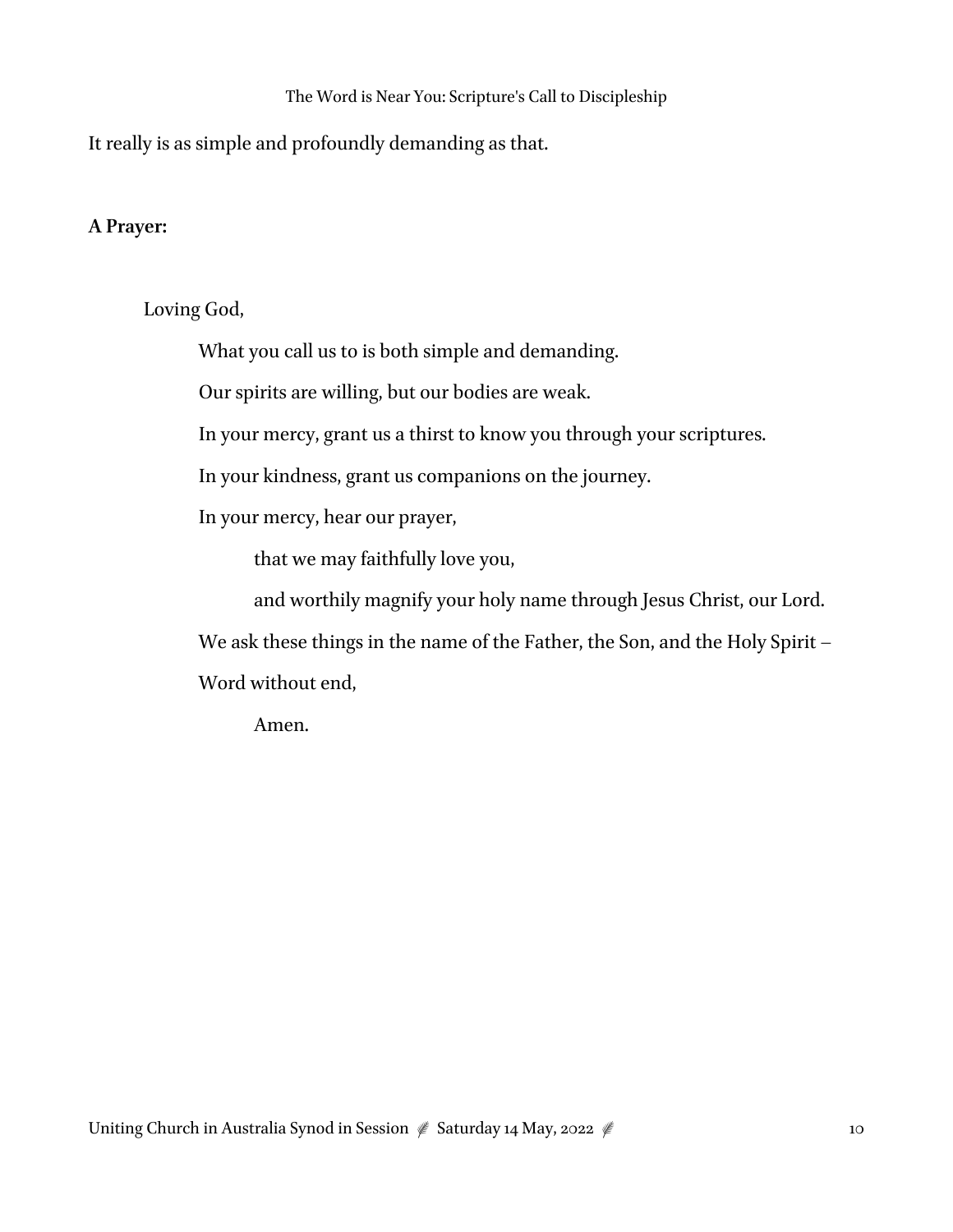It really is as simple and profoundly demanding as that.

**A Prayer:**

Loving God,

What you call us to is both simple and demanding.

Our spirits are willing, but our bodies are weak.

In your mercy, grant us a thirst to know you through your scriptures.

In your kindness, grant us companions on the journey.

In your mercy, hear our prayer,

that we may faithfully love you,

and worthily magnify your holy name through Jesus Christ, our Lord.

We ask these things in the name of the Father, the Son, and the Holy Spirit –

Word without end,

Amen.